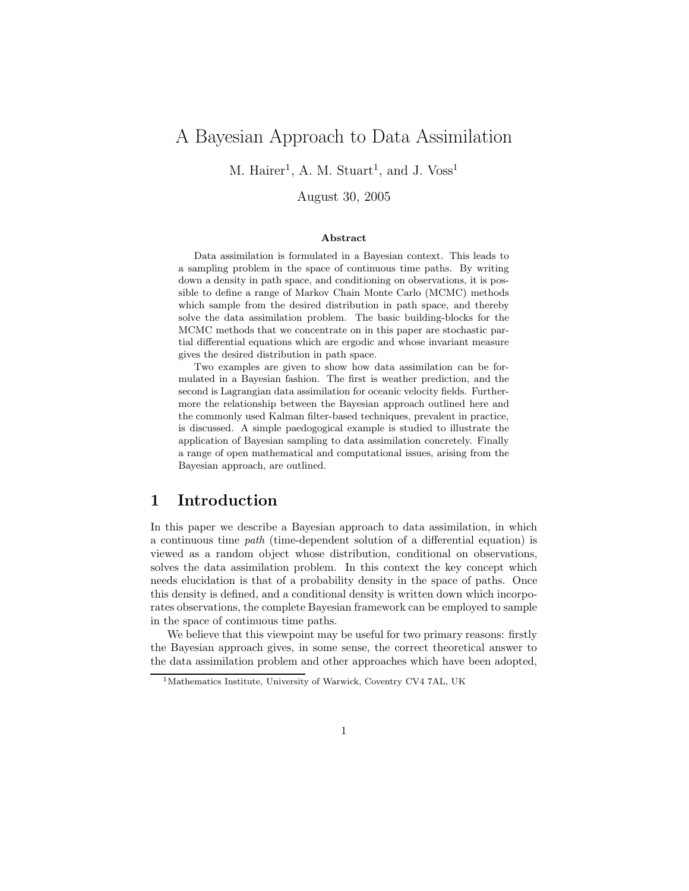# A Bayesian Approach to Data Assimilation

M. Hairer[1], A. M. Stuart[1], and J. Voss[1]

August 30, 2005

### Abstract

Data assimilation is formulated in a Bayesian context. This leads to a sampling problem in the space of continuous time paths. By writing down a density in path space, and conditioning on observations, it is possible to define a range of Markov Chain Monte Carlo (MCMC) methods which sample from the desired distribution in path space, and thereby solve the data assimilation problem. The basic building-blocks for the MCMC methods that we concentrate on in this paper are stochastic partial differential equations which are ergodic and whose invariant measure gives the desired distribution in path space.

Two examples are given to show how data assimilation can be formulated in a Bayesian fashion. The first is weather prediction, and the second is Lagrangian data assimilation for oceanic velocity fields. Furthermore the relationship between the Bayesian approach outlined here and the commonly used Kalman filter-based techniques, prevalent in practice, is discussed. A simple paedogogical example is studied to illustrate the application of Bayesian sampling to data assimilation concretely. Finally a range of open mathematical and computational issues, arising from the Bayesian approach, are outlined.

## 1 Introduction

In this paper we describe a Bayesian approach to data assimilation, in which a continuous time *path* (time-dependent solution of a differential equation) is viewed as a random object whose distribution, conditional on observations, solves the data assimilation problem. In this context the key concept which needs elucidation is that of a probability density in the space of paths. Once this density is defined, and a conditional density is written down which incorporates observations, the complete Bayesian framework can be employed to sample in the space of continuous time paths.

We believe that this viewpoint may be useful for two primary reasons: firstly the Bayesian approach gives, in some sense, the correct theoretical answer to the data assimilation problem and other approaches which have been adopted,

[1] Mathematics Institute, University of Warwick, Coventry CV4 7AL, UK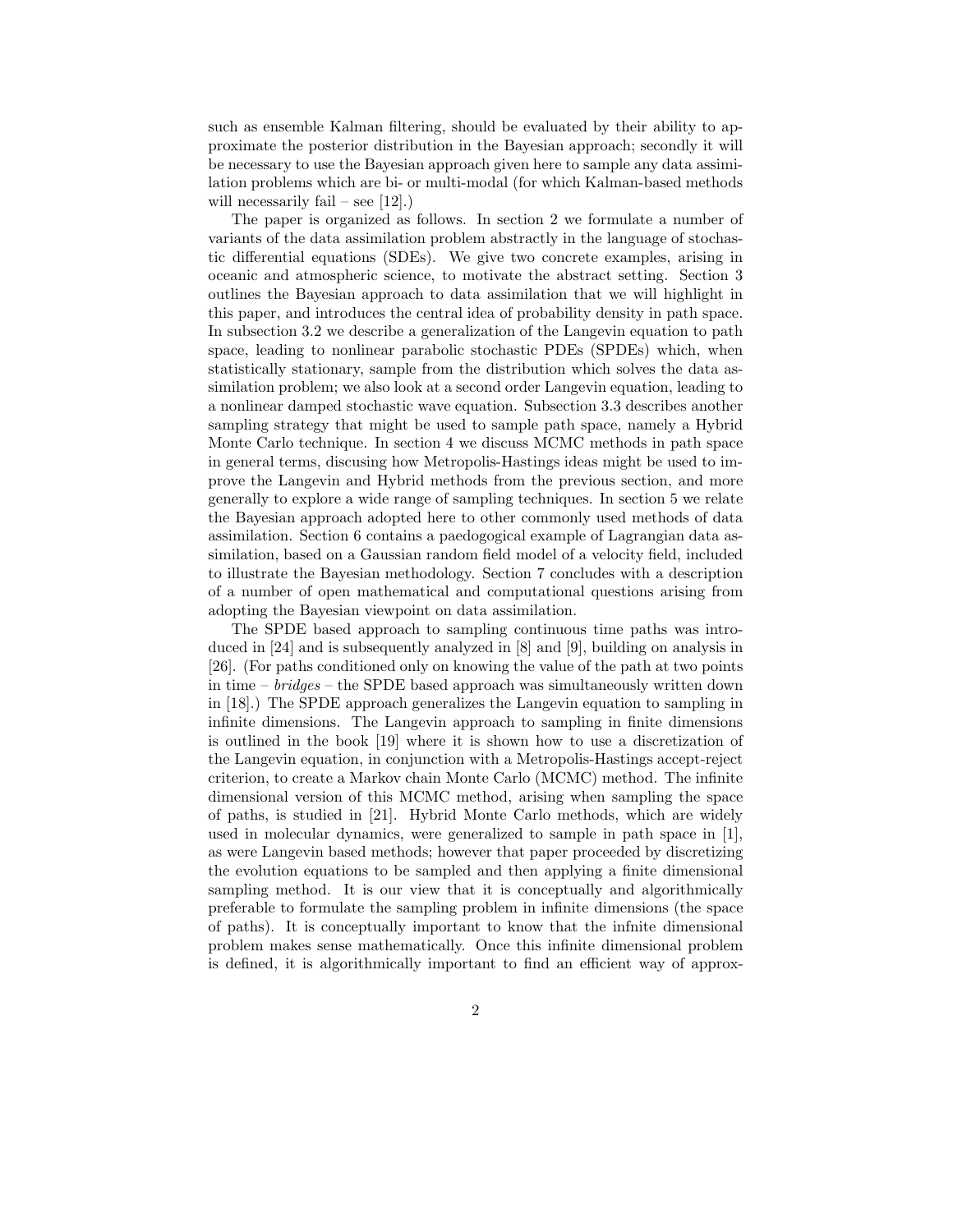such as ensemble Kalman filtering, should be evaluated by their ability to approximate the posterior distribution in the Bayesian approach; secondly it will be necessary to use the Bayesian approach given here to sample any data assimilation problems which are bi- or multi-modal (for which Kalman-based methods will necessarily fail – see [12].)

The paper is organized as follows. In section 2 we formulate a number of variants of the data assimilation problem abstractly in the language of stochastic differential equations (SDEs). We give two concrete examples, arising in oceanic and atmospheric science, to motivate the abstract setting. Section 3 outlines the Bayesian approach to data assimilation that we will highlight in this paper, and introduces the central idea of probability density in path space. In subsection 3.2 we describe a generalization of the Langevin equation to path space, leading to nonlinear parabolic stochastic PDEs (SPDEs) which, when statistically stationary, sample from the distribution which solves the data assimilation problem; we also look at a second order Langevin equation, leading to a nonlinear damped stochastic wave equation. Subsection 3.3 describes another sampling strategy that might be used to sample path space, namely a Hybrid Monte Carlo technique. In section 4 we discuss MCMC methods in path space in general terms, discusing how Metropolis-Hastings ideas might be used to improve the Langevin and Hybrid methods from the previous section, and more generally to explore a wide range of sampling techniques. In section 5 we relate the Bayesian approach adopted here to other commonly used methods of data assimilation. Section 6 contains a paedogogical example of Lagrangian data assimilation, based on a Gaussian random field model of a velocity field, included to illustrate the Bayesian methodology. Section 7 concludes with a description of a number of open mathematical and computational questions arising from adopting the Bayesian viewpoint on data assimilation.

The SPDE based approach to sampling continuous time paths was introduced in [24] and is subsequently analyzed in [8] and [9], building on analysis in [26]. (For paths conditioned only on knowing the value of the path at two points in time – *bridges* – the SPDE based approach was simultaneously written down in [18].) The SPDE approach generalizes the Langevin equation to sampling in infinite dimensions. The Langevin approach to sampling in finite dimensions is outlined in the book [19] where it is shown how to use a discretization of the Langevin equation, in conjunction with a Metropolis-Hastings accept-reject criterion, to create a Markov chain Monte Carlo (MCMC) method. The infinite dimensional version of this MCMC method, arising when sampling the space of paths, is studied in [21]. Hybrid Monte Carlo methods, which are widely used in molecular dynamics, were generalized to sample in path space in [1], as were Langevin based methods; however that paper proceeded by discretizing the evolution equations to be sampled and then applying a finite dimensional sampling method. It is our view that it is conceptually and algorithmically preferable to formulate the sampling problem in infinite dimensions (the space of paths). It is conceptually important to know that the infnite dimensional problem makes sense mathematically. Once this infinite dimensional problem is defined, it is algorithmically important to find an efficient way of approx-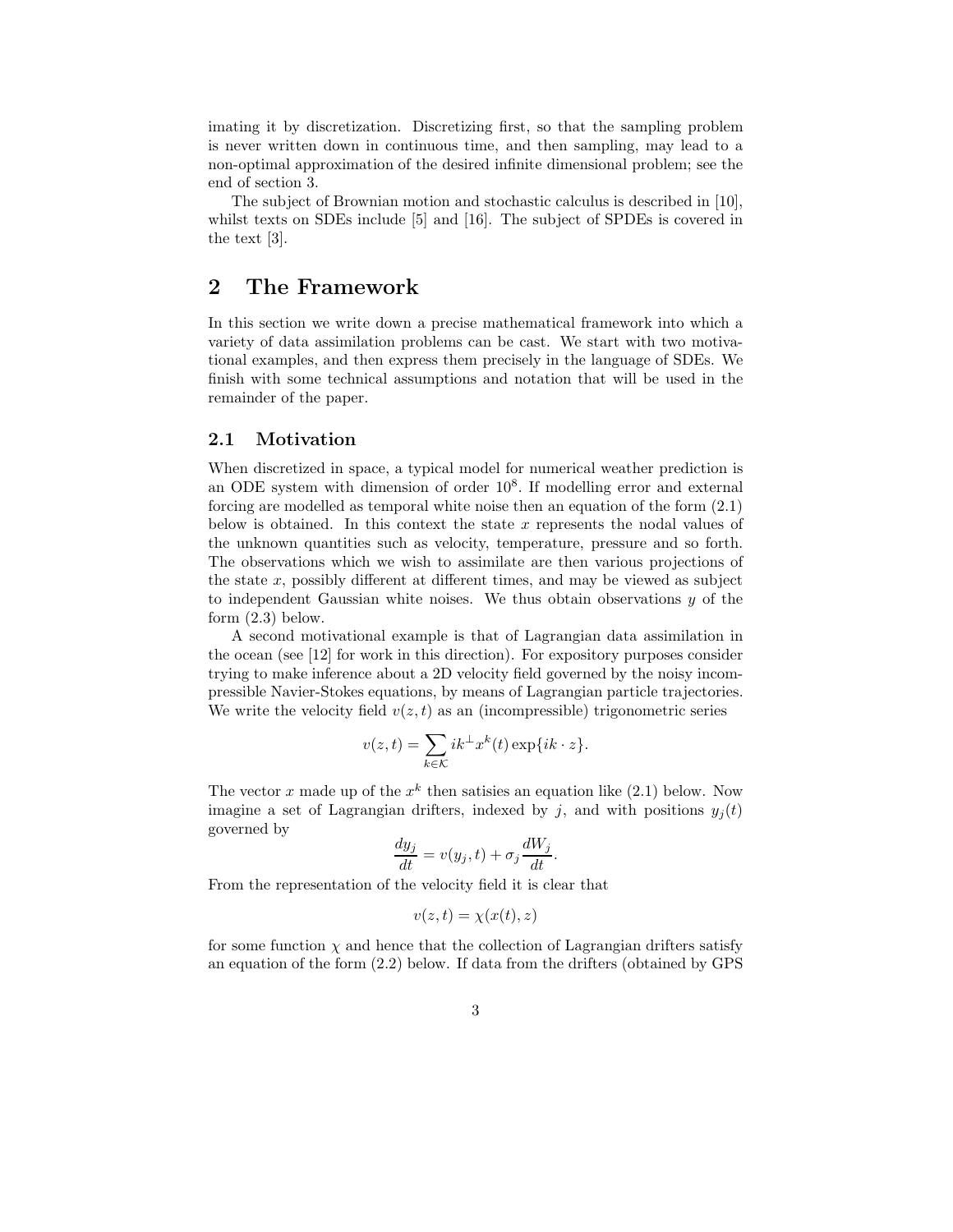imating it by discretization. Discretizing first, so that the sampling problem is never written down in continuous time, and then sampling, may lead to a non-optimal approximation of the desired infinite dimensional problem; see the end of section 3.

The subject of Brownian motion and stochastic calculus is described in [10], whilst texts on SDEs include [5] and [16]. The subject of SPDEs is covered in the text [3].

# 2 The Framework

In this section we write down a precise mathematical framework into which a variety of data assimilation problems can be cast. We start with two motivational examples, and then express them precisely in the language of SDEs. We finish with some technical assumptions and notation that will be used in the remainder of the paper.

## 2.1 Motivation

When discretized in space, a typical model for numerical weather prediction is an ODE system with dimension of order $10^8$. If modelling error and external forcing are modelled as temporal white noise then an equation of the form (2.1) below is obtained. In this context the state $x$ represents the nodal values of the unknown quantities such as velocity, temperature, pressure and so forth. The observations which we wish to assimilate are then various projections of the state $x$, possibly different at different times, and may be viewed as subject to independent Gaussian white noises. We thus obtain observations $y$ of the form (2.3) below.

A second motivational example is that of Lagrangian data assimilation in the ocean (see [12] for work in this direction). For expository purposes consider trying to make inference about a 2D velocity field governed by the noisy incompressible Navier-Stokes equations, by means of Lagrangian particle trajectories. We write the velocity field $v(z,t)$ as an (incompressible) trigonometric series

$$v(z,t) = \sum_{k \in \mathcal{K}} ik^{\perp} x^k(t) \exp\{ik \cdot z\}.$$

The vector $x$ made up of the $x^k$ then satisies an equation like (2.1) below. Now imagine a set of Lagrangian drifters, indexed by $j$, and with positions $y_j(t)$ governed by

$$\frac{dy_j}{dt} = v(y_j, t) + \sigma_j \frac{dW_j}{dt}.$$

From the representation of the velocity field it is clear that

$$v(z,t) = \chi(x(t), z)$$

for some function $\chi$ and hence that the collection of Lagrangian drifters satisfy an equation of the form (2.2) below. If data from the drifters (obtained by GPS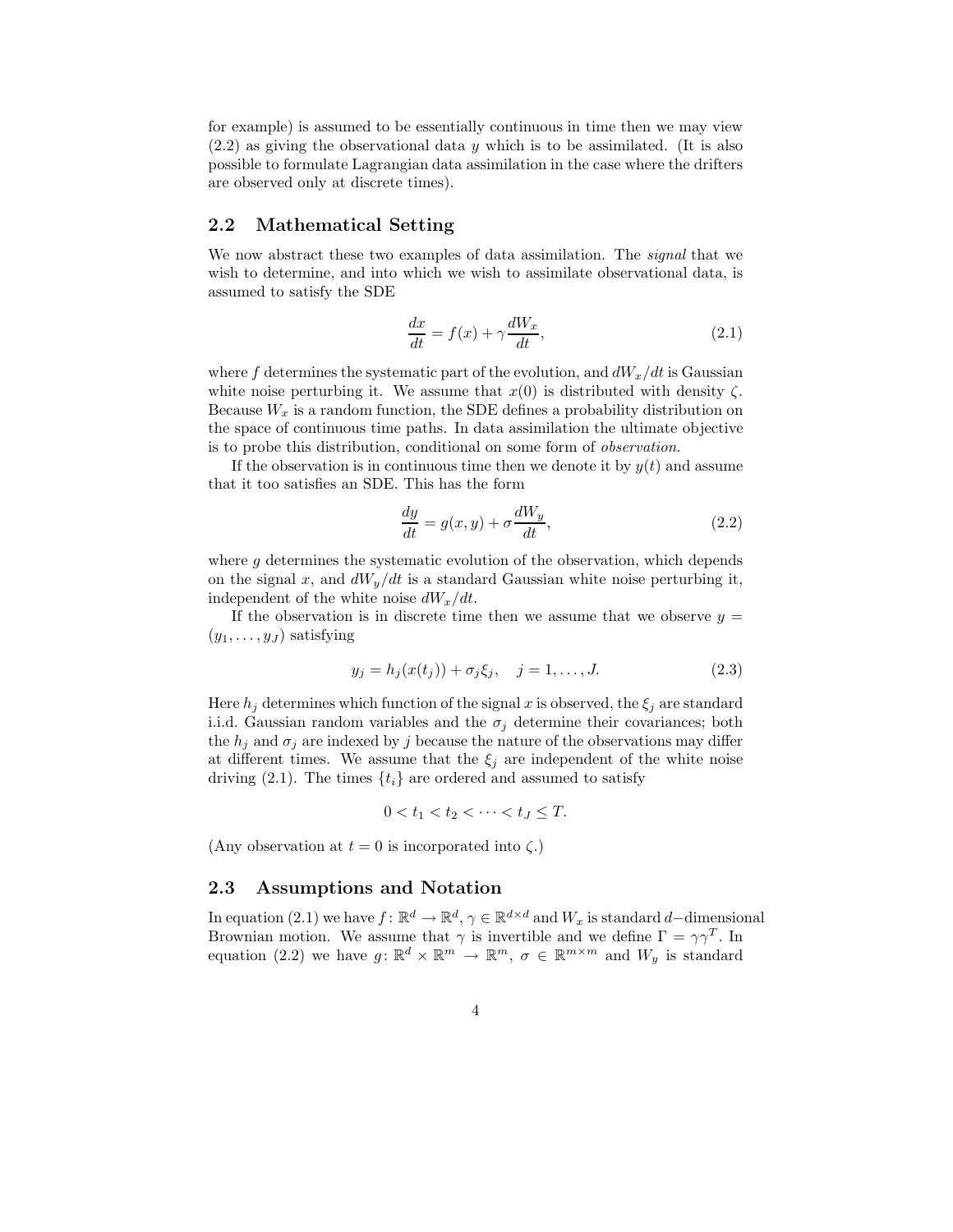for example) is assumed to be essentially continuous in time then we may view (2.2) as giving the observational data $y$ which is to be assimilated. (It is also possible to formulate Lagrangian data assimilation in the case where the drifters are observed only at discrete times).

## 2.2 Mathematical Setting

We now abstract these two examples of data assimilation. The *signal* that we wish to determine, and into which we wish to assimilate observational data, is assumed to satisfy the SDE

$$\frac{dx}{dt} = f(x) + \gamma \frac{dW_x}{dt}, \tag{2.1}$$

where $f$ determines the systematic part of the evolution, and $dW_x/dt$ is Gaussian white noise perturbing it. We assume that $x(0)$ is distributed with density $\zeta$. Because $W_x$ is a random function, the SDE defines a probability distribution on the space of continuous time paths. In data assimilation the ultimate objective is to probe this distribution, conditional on some form of *observation*.

If the observation is in continuous time then we denote it by $y(t)$ and assume that it too satisfies an SDE. This has the form

$$\frac{dy}{dt} = g(x, y) + \sigma \frac{dW_y}{dt}, \tag{2.2}$$

where $g$ determines the systematic evolution of the observation, which depends on the signal $x$, and $dW_y/dt$ is a standard Gaussian white noise perturbing it, independent of the white noise $dW_x/dt$.

If the observation is in discrete time then we assume that we observe $y = (y_1, \ldots, y_J)$ satisfying

$$y_j = h_j(x(t_j)) + \sigma_j \xi_j, \quad j = 1, \ldots, J. \tag{2.3}$$

Here $h_j$ determines which function of the signal $x$ is observed, the $\xi_j$ are standard i.i.d. Gaussian random variables and the $\sigma_j$ determine their covariances; both the $h_j$ and $\sigma_j$ are indexed by $j$ because the nature of the observations may differ at different times. We assume that the $\xi_j$ are independent of the white noise driving (2.1). The times $\{t_i\}$ are ordered and assumed to satisfy

$$0 < t_1 < t_2 < \cdots < t_J \leq T.$$

(Any observation at $t = 0$ is incorporated into $\zeta$.)

## 2.3 Assumptions and Notation

In equation (2.1) we have $f\colon \mathbb{R}^d \to \mathbb{R}^d$, $\gamma \in \mathbb{R}^{d\times d}$ and $W_x$ is standard $d-$dimensional Brownian motion. We assume that $\gamma$ is invertible and we define $\Gamma = \gamma\gamma^T$. In equation (2.2) we have $g\colon \mathbb{R}^d \times \mathbb{R}^m \to \mathbb{R}^m$, $\sigma \in \mathbb{R}^{m\times m}$ and $W_y$ is standard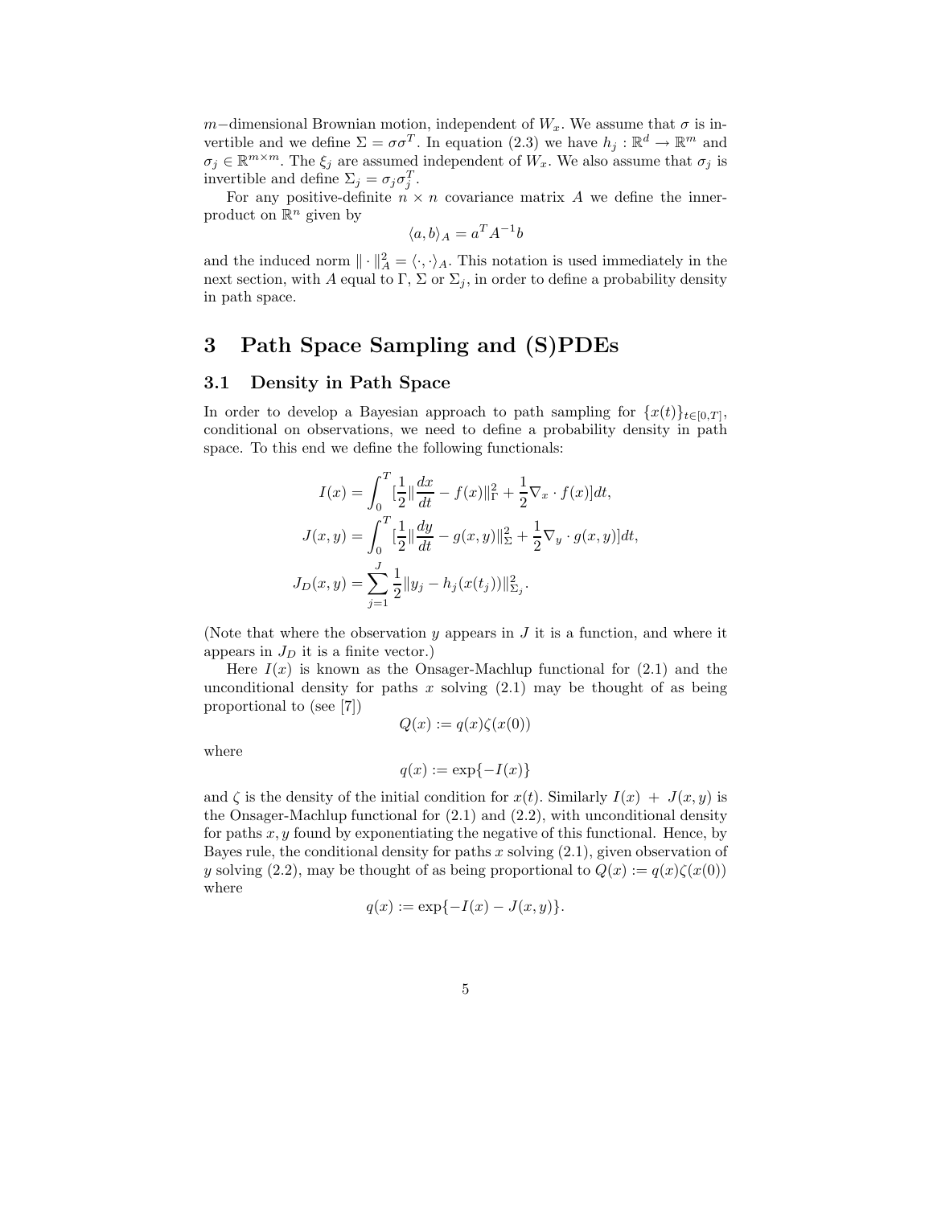$m-$dimensional Brownian motion, independent of $W_x$. We assume that $\sigma$ is invertible and we define $\Sigma = \sigma\sigma^T$. In equation (2.3) we have $h_j : \mathbb{R}^d \to \mathbb{R}^m$ and $\sigma_j \in \mathbb{R}^{m\times m}$. The $\xi_j$ are assumed independent of $W_x$. We also assume that $\sigma_j$ is invertible and define $\Sigma_j = \sigma_j\sigma_j^T$.

For any positive-definite $n \times n$ covariance matrix $A$ we define the inner-product on $\mathbb{R}^n$ given by

$$\langle a, b\rangle_A = a^T A^{-1} b$$

and the induced norm $\|\cdot\|_A^2 = \langle\cdot,\cdot\rangle_A$. This notation is used immediately in the next section, with $A$ equal to $\Gamma$, $\Sigma$ or $\Sigma_j$, in order to define a probability density in path space.

# 3 Path Space Sampling and (S)PDEs

## 3.1 Density in Path Space

In order to develop a Bayesian approach to path sampling for $\{x(t)\}_{t\in[0,T]}$, conditional on observations, we need to define a probability density in path space. To this end we define the following functionals:

$$I(x) = \int_0^T [\frac{1}{2}\|\frac{dx}{dt} - f(x)\|_\Gamma^2 + \frac{1}{2}\nabla_x \cdot f(x)]dt,$$

$$J(x, y) = \int_0^T [\frac{1}{2}\|\frac{dy}{dt} - g(x, y)\|_\Sigma^2 + \frac{1}{2}\nabla_y \cdot g(x, y)]dt,$$

$$J_D(x, y) = \sum_{j=1}^{J} \frac{1}{2}\|y_j - h_j(x(t_j))\|_{\Sigma_j}^2.$$

(Note that where the observation $y$ appears in $J$ it is a function, and where it appears in $J_D$ it is a finite vector.)

Here $I(x)$ is known as the Onsager-Machlup functional for (2.1) and the unconditional density for paths $x$ solving (2.1) may be thought of as being proportional to (see [7])

$$Q(x) := q(x)\zeta(x(0))$$

where

$$q(x) := \exp\{-I(x)\}$$

and $\zeta$ is the density of the initial condition for $x(t)$. Similarly $I(x) + J(x, y)$ is the Onsager-Machlup functional for (2.1) and (2.2), with unconditional density for paths $x, y$ found by exponentiating the negative of this functional. Hence, by Bayes rule, the conditional density for paths $x$ solving (2.1), given observation of $y$ solving (2.2), may be thought of as being proportional to $Q(x) := q(x)\zeta(x(0))$ where

$$q(x) := \exp\{-I(x) - J(x, y)\}.$$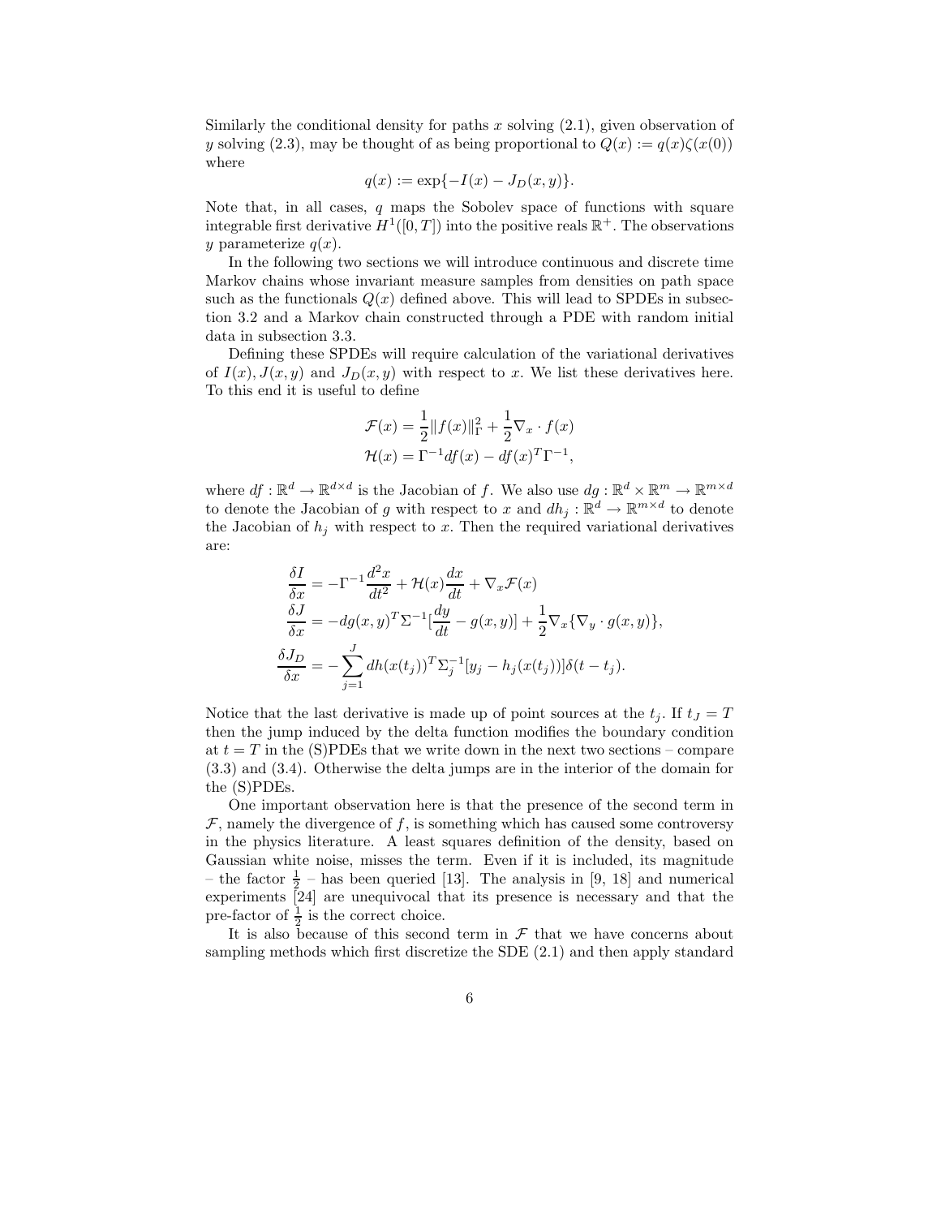Similarly the conditional density for paths $x$ solving (2.1), given observation of $y$ solving (2.3), may be thought of as being proportional to $Q(x) := q(x)\zeta(x(0))$ where

$$q(x) := \exp\{-I(x) - J_D(x,y)\}.$$

Note that, in all cases, $q$ maps the Sobolev space of functions with square integrable first derivative $H^1([0,T])$ into the positive reals $\mathbb{R}^+$. The observations $y$ parameterize $q(x)$.

In the following two sections we will introduce continuous and discrete time Markov chains whose invariant measure samples from densities on path space such as the functionals $Q(x)$ defined above. This will lead to SPDEs in subsection 3.2 and a Markov chain constructed through a PDE with random initial data in subsection 3.3.

Defining these SPDEs will require calculation of the variational derivatives of $I(x), J(x,y)$ and $J_D(x,y)$ with respect to $x$. We list these derivatives here. To this end it is useful to define

$$\begin{aligned}
\mathcal{F}(x) &= \frac{1}{2}\|f(x)\|_\Gamma^2 + \frac{1}{2}\nabla_x \cdot f(x)\\
\mathcal{H}(x) &= \Gamma^{-1}df(x) - df(x)^T\Gamma^{-1},
\end{aligned}$$

where $df : \mathbb{R}^d \to \mathbb{R}^{d\times d}$ is the Jacobian of $f$. We also use $dg : \mathbb{R}^d \times \mathbb{R}^m \to \mathbb{R}^{m\times d}$ to denote the Jacobian of $g$ with respect to $x$ and $dh_j : \mathbb{R}^d \to \mathbb{R}^{m\times d}$ to denote the Jacobian of $h_j$ with respect to $x$. Then the required variational derivatives are:

$$\begin{aligned}
\frac{\delta I}{\delta x} &= -\Gamma^{-1}\frac{d^2x}{dt^2} + \mathcal{H}(x)\frac{dx}{dt} + \nabla_x \mathcal{F}(x)\\
\frac{\delta J}{\delta x} &= -dg(x,y)^T\Sigma^{-1}[\frac{dy}{dt} - g(x,y)] + \frac{1}{2}\nabla_x\{\nabla_y \cdot g(x,y)\},\\
\frac{\delta J_D}{\delta x} &= -\sum_{j=1}^{J} dh(x(t_j))^T\Sigma_j^{-1}[y_j - h_j(x(t_j))]\delta(t-t_j).
\end{aligned}$$

Notice that the last derivative is made up of point sources at the $t_j$. If $t_J = T$ then the jump induced by the delta function modifies the boundary condition at $t = T$ in the (S)PDEs that we write down in the next two sections – compare (3.3) and (3.4). Otherwise the delta jumps are in the interior of the domain for the (S)PDEs.

One important observation here is that the presence of the second term in $\mathcal{F}$, namely the divergence of $f$, is something which has caused some controversy in the physics literature. A least squares definition of the density, based on Gaussian white noise, misses the term. Even if it is included, its magnitude – the factor $\frac{1}{2}$ – has been queried [13]. The analysis in [9, 18] and numerical experiments [24] are unequivocal that its presence is necessary and that the pre-factor of $\frac{1}{2}$ is the correct choice.

It is also because of this second term in $\mathcal{F}$ that we have concerns about sampling methods which first discretize the SDE (2.1) and then apply standard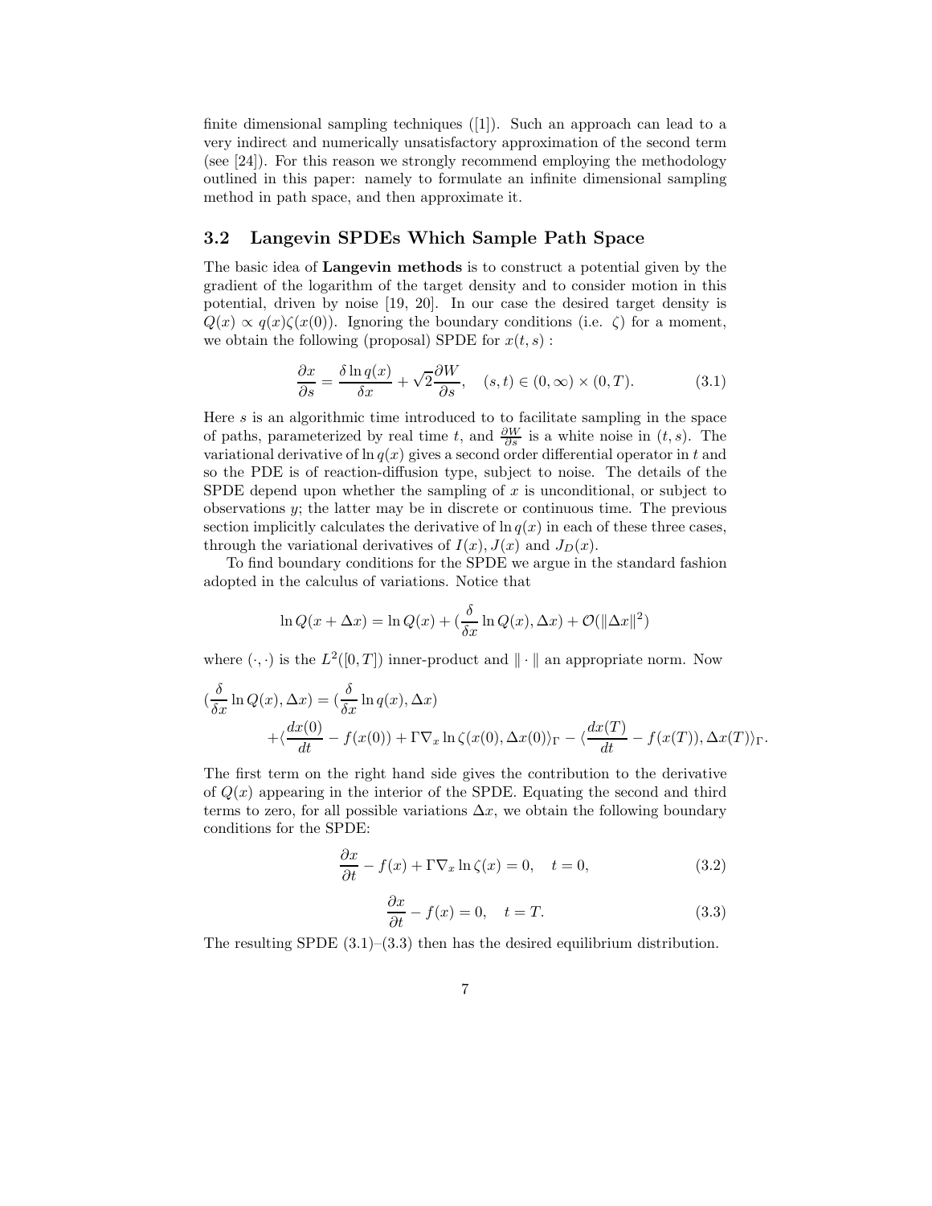finite dimensional sampling techniques ([1]). Such an approach can lead to a very indirect and numerically unsatisfactory approximation of the second term (see [24]). For this reason we strongly recommend employing the methodology outlined in this paper: namely to formulate an infinite dimensional sampling method in path space, and then approximate it.

## 3.2 Langevin SPDEs Which Sample Path Space

The basic idea of **Langevin methods** is to construct a potential given by the gradient of the logarithm of the target density and to consider motion in this potential, driven by noise [19, 20]. In our case the desired target density is $Q(x) \propto q(x)\zeta(x(0))$. Ignoring the boundary conditions (i.e. $\zeta$) for a moment, we obtain the following (proposal) SPDE for $x(t,s)$ :

$$\frac{\partial x}{\partial s} = \frac{\delta \ln q(x)}{\delta x} + \sqrt{2}\frac{\partial W}{\partial s}, \quad (s,t) \in (0,\infty) \times (0,T). \tag{3.1}$$

Here $s$ is an algorithmic time introduced to to facilitate sampling in the space of paths, parameterized by real time $t$, and $\frac{\partial W}{\partial s}$ is a white noise in $(t,s)$. The variational derivative of $\ln q(x)$ gives a second order differential operator in $t$ and so the PDE is of reaction-diffusion type, subject to noise. The details of the SPDE depend upon whether the sampling of $x$ is unconditional, or subject to observations $y$; the latter may be in discrete or continuous time. The previous section implicitly calculates the derivative of $\ln q(x)$ in each of these three cases, through the variational derivatives of $I(x)$, $J(x)$ and $J_D(x)$.

To find boundary conditions for the SPDE we argue in the standard fashion adopted in the calculus of variations. Notice that

$$\ln Q(x + \Delta x) = \ln Q(x) + \left(\frac{\delta}{\delta x} \ln Q(x), \Delta x\right) + \mathcal{O}(\|\Delta x\|^2)$$

where $(\cdot,\cdot)$ is the $L^2([0,T])$ inner-product and $\|\cdot\|$ an appropriate norm. Now

$$\left(\frac{\delta}{\delta x} \ln Q(x), \Delta x\right) = \left(\frac{\delta}{\delta x} \ln q(x), \Delta x\right) + \left\langle \frac{dx(0)}{dt} - f(x(0)) + \Gamma \nabla_x \ln \zeta(x(0), \Delta x(0)\right\rangle_\Gamma - \left\langle \frac{dx(T)}{dt} - f(x(T)), \Delta x(T)\right\rangle_\Gamma.$$

The first term on the right hand side gives the contribution to the derivative of $Q(x)$ appearing in the interior of the SPDE. Equating the second and third terms to zero, for all possible variations $\Delta x$, we obtain the following boundary conditions for the SPDE:

$$\frac{\partial x}{\partial t} - f(x) + \Gamma \nabla_x \ln \zeta(x) = 0, \quad t = 0, \tag{3.2}$$

$$\frac{\partial x}{\partial t} - f(x) = 0, \quad t = T. \tag{3.3}$$

The resulting SPDE (3.1)–(3.3) then has the desired equilibrium distribution.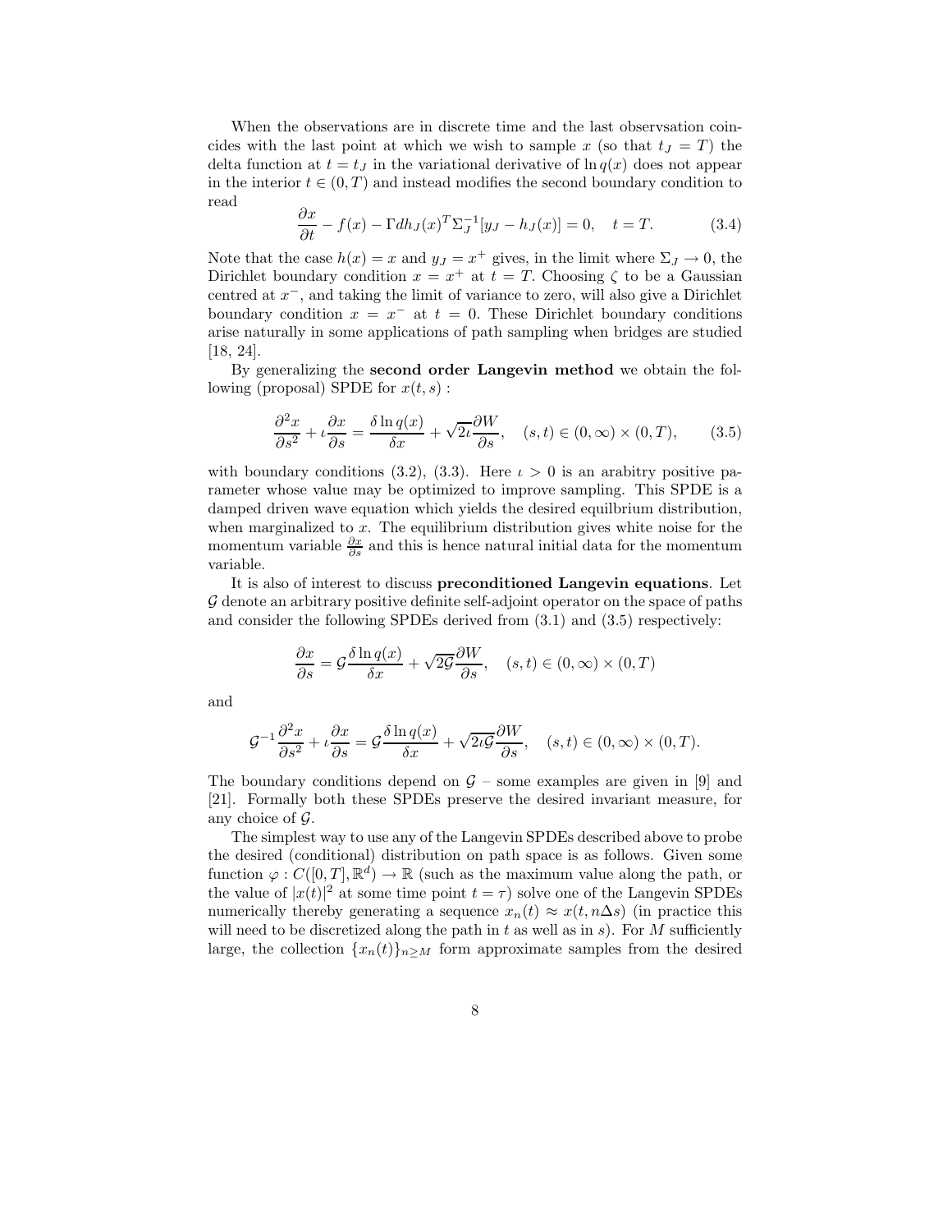When the observations are in discrete time and the last observsation coincides with the last point at which we wish to sample $x$ (so that $t_J = T$) the delta function at $t = t_J$ in the variational derivative of $\ln q(x)$ does not appear in the interior $t \in (0, T)$ and instead modifies the second boundary condition to read

$$\frac{\partial x}{\partial t} - f(x) - \Gamma dh_J(x)^T \Sigma_J^{-1}[y_J - h_J(x)] = 0, \quad t = T. \tag{3.4}$$

Note that the case $h(x) = x$ and $y_J = x^+$ gives, in the limit where $\Sigma_J \to 0$, the Dirichlet boundary condition $x = x^+$ at $t = T$. Choosing $\zeta$ to be a Gaussian centred at $x^-$, and taking the limit of variance to zero, will also give a Dirichlet boundary condition $x = x^-$ at $t = 0$. These Dirichlet boundary conditions arise naturally in some applications of path sampling when bridges are studied [18, 24].

By generalizing the **second order Langevin method** we obtain the following (proposal) SPDE for $x(t, s)$ :

$$\frac{\partial^2 x}{\partial s^2} + \iota \frac{\partial x}{\partial s} = \frac{\delta \ln q(x)}{\delta x} + \sqrt{2\iota}\frac{\partial W}{\partial s}, \quad (s, t) \in (0, \infty) \times (0, T), \tag{3.5}$$

with boundary conditions (3.2), (3.3). Here $\iota > 0$ is an arabitry positive parameter whose value may be optimized to improve sampling. This SPDE is a damped driven wave equation which yields the desired equilbrium distribution, when marginalized to $x$. The equilibrium distribution gives white noise for the momentum variable $\frac{\partial x}{\partial s}$ and this is hence natural initial data for the momentum variable.

It is also of interest to discuss **preconditioned Langevin equations**. Let $\mathcal{G}$ denote an arbitrary positive definite self-adjoint operator on the space of paths and consider the following SPDEs derived from (3.1) and (3.5) respectively:

$$\frac{\partial x}{\partial s} = \mathcal{G}\frac{\delta \ln q(x)}{\delta x} + \sqrt{2\mathcal{G}}\frac{\partial W}{\partial s}, \quad (s, t) \in (0, \infty) \times (0, T)$$

and

$$\mathcal{G}^{-1}\frac{\partial^2 x}{\partial s^2} + \iota \frac{\partial x}{\partial s} = \mathcal{G}\frac{\delta \ln q(x)}{\delta x} + \sqrt{2\iota\mathcal{G}}\frac{\partial W}{\partial s}, \quad (s, t) \in (0, \infty) \times (0, T).$$

The boundary conditions depend on $\mathcal{G}$ – some examples are given in [9] and [21]. Formally both these SPDEs preserve the desired invariant measure, for any choice of $\mathcal{G}$.

The simplest way to use any of the Langevin SPDEs described above to probe the desired (conditional) distribution on path space is as follows. Given some function $\varphi : C([0, T], \mathbb{R}^d) \to \mathbb{R}$ (such as the maximum value along the path, or the value of $|x(t)|^2$ at some time point $t = \tau$) solve one of the Langevin SPDEs numerically thereby generating a sequence $x_n(t) \approx x(t, n\Delta s)$ (in practice this will need to be discretized along the path in $t$ as well as in $s$). For $M$ sufficiently large, the collection $\{x_n(t)\}_{n \geq M}$ form approximate samples from the desired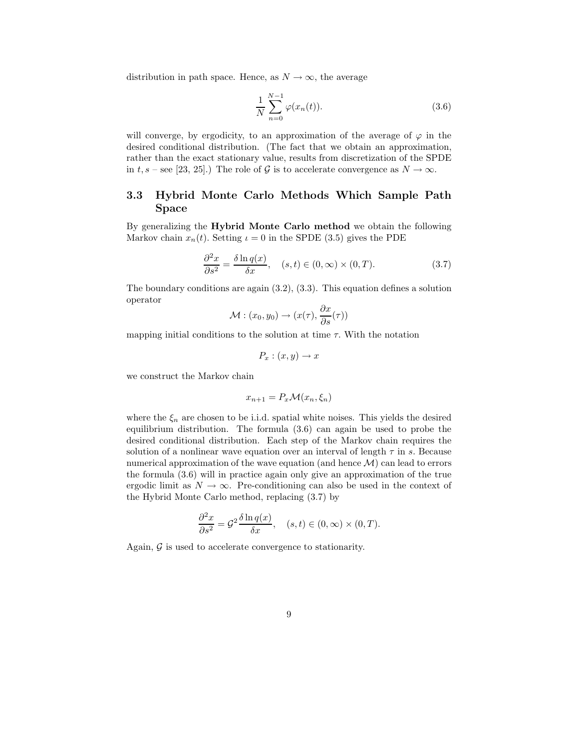distribution in path space. Hence, as $N \to \infty$, the average

$$\frac{1}{N} \sum_{n=0}^{N-1} \varphi(x_n(t)). \tag{3.6}$$

will converge, by ergodicity, to an approximation of the average of $\varphi$ in the desired conditional distribution. (The fact that we obtain an approximation, rather than the exact stationary value, results from discretization of the SPDE in $t, s$ – see [23, 25].) The role of $\mathcal{G}$ is to accelerate convergence as $N \to \infty$.

### 3.3 Hybrid Monte Carlo Methods Which Sample Path Space

By generalizing the **Hybrid Monte Carlo method** we obtain the following Markov chain $x_n(t)$. Setting $\iota = 0$ in the SPDE (3.5) gives the PDE

$$\frac{\partial^2 x}{\partial s^2} = \frac{\delta \ln q(x)}{\delta x}, \quad (s,t) \in (0,\infty) \times (0,T). \tag{3.7}$$

The boundary conditions are again (3.2), (3.3). This equation defines a solution operator

$$\mathcal{M} : (x_0, y_0) \to (x(\tau), \frac{\partial x}{\partial s}(\tau))$$

mapping initial conditions to the solution at time $\tau$. With the notation

$$P_x : (x,y) \to x$$

we construct the Markov chain

$$x_{n+1} = P_x \mathcal{M}(x_n, \xi_n)$$

where the $\xi_n$ are chosen to be i.i.d. spatial white noises. This yields the desired equilibrium distribution. The formula (3.6) can again be used to probe the desired conditional distribution. Each step of the Markov chain requires the solution of a nonlinear wave equation over an interval of length $\tau$ in $s$. Because numerical approximation of the wave equation (and hence $\mathcal{M}$) can lead to errors the formula (3.6) will in practice again only give an approximation of the true ergodic limit as $N \to \infty$. Pre-conditioning can also be used in the context of the Hybrid Monte Carlo method, replacing (3.7) by

$$\frac{\partial^2 x}{\partial s^2} = \mathcal{G}^2 \frac{\delta \ln q(x)}{\delta x}, \quad (s,t) \in (0,\infty) \times (0,T).$$

Again, $\mathcal{G}$ is used to accelerate convergence to stationarity.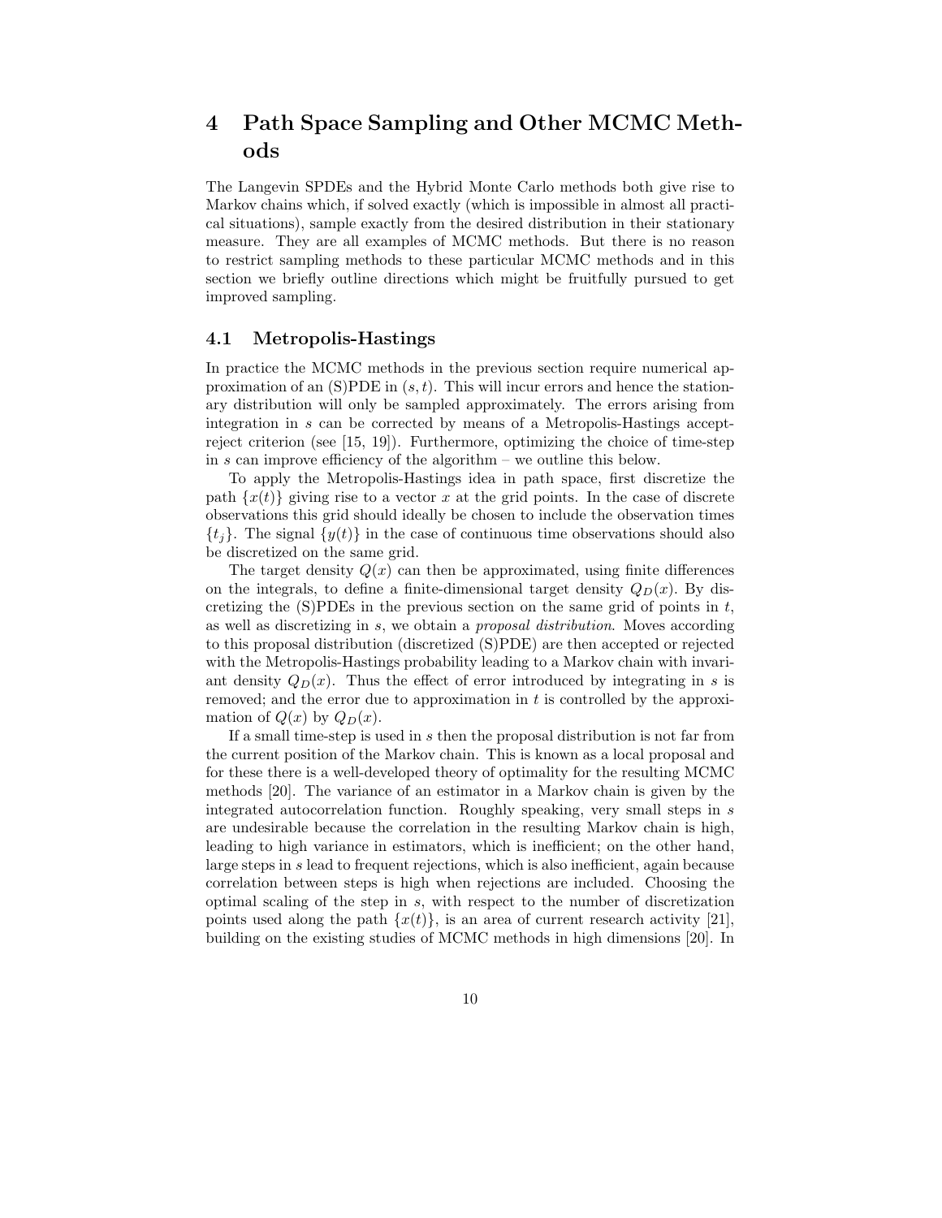# 4 Path Space Sampling and Other MCMC Methods

The Langevin SPDEs and the Hybrid Monte Carlo methods both give rise to Markov chains which, if solved exactly (which is impossible in almost all practical situations), sample exactly from the desired distribution in their stationary measure. They are all examples of MCMC methods. But there is no reason to restrict sampling methods to these particular MCMC methods and in this section we briefly outline directions which might be fruitfully pursued to get improved sampling.

## 4.1 Metropolis-Hastings

In practice the MCMC methods in the previous section require numerical approximation of an (S)PDE in $(s, t)$. This will incur errors and hence the stationary distribution will only be sampled approximately. The errors arising from integration in $s$ can be corrected by means of a Metropolis-Hastings accept-reject criterion (see [15, 19]). Furthermore, optimizing the choice of time-step in $s$ can improve efficiency of the algorithm – we outline this below.

To apply the Metropolis-Hastings idea in path space, first discretize the path $\{x(t)\}$ giving rise to a vector $x$ at the grid points. In the case of discrete observations this grid should ideally be chosen to include the observation times $\{t_j\}$. The signal $\{y(t)\}$ in the case of continuous time observations should also be discretized on the same grid.

The target density $Q(x)$ can then be approximated, using finite differences on the integrals, to define a finite-dimensional target density $Q_D(x)$. By discretizing the (S)PDEs in the previous section on the same grid of points in $t$, as well as discretizing in $s$, we obtain a *proposal distribution*. Moves according to this proposal distribution (discretized (S)PDE) are then accepted or rejected with the Metropolis-Hastings probability leading to a Markov chain with invariant density $Q_D(x)$. Thus the effect of error introduced by integrating in $s$ is removed; and the error due to approximation in $t$ is controlled by the approximation of $Q(x)$ by $Q_D(x)$.

If a small time-step is used in $s$ then the proposal distribution is not far from the current position of the Markov chain. This is known as a local proposal and for these there is a well-developed theory of optimality for the resulting MCMC methods [20]. The variance of an estimator in a Markov chain is given by the integrated autocorrelation function. Roughly speaking, very small steps in $s$ are undesirable because the correlation in the resulting Markov chain is high, leading to high variance in estimators, which is inefficient; on the other hand, large steps in $s$ lead to frequent rejections, which is also inefficient, again because correlation between steps is high when rejections are included. Choosing the optimal scaling of the step in $s$, with respect to the number of discretization points used along the path $\{x(t)\}$, is an area of current research activity [21], building on the existing studies of MCMC methods in high dimensions [20]. In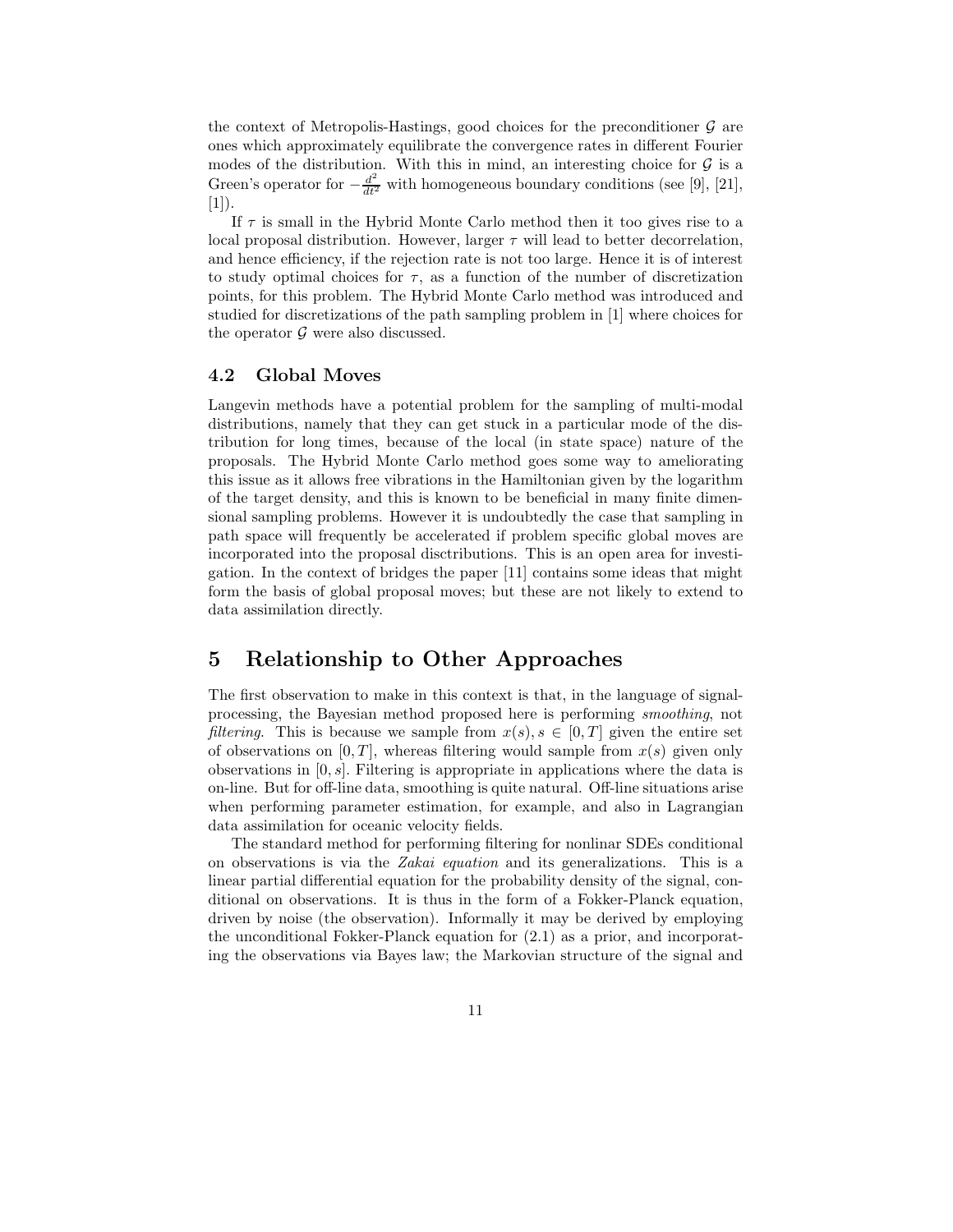the context of Metropolis-Hastings, good choices for the preconditioner $\mathcal{G}$ are ones which approximately equilibrate the convergence rates in different Fourier modes of the distribution. With this in mind, an interesting choice for $\mathcal{G}$ is a Green's operator for $-\frac{d^2}{dt^2}$ with homogeneous boundary conditions (see [9], [21], [1]).

If $\tau$ is small in the Hybrid Monte Carlo method then it too gives rise to a local proposal distribution. However, larger $\tau$ will lead to better decorrelation, and hence efficiency, if the rejection rate is not too large. Hence it is of interest to study optimal choices for $\tau$, as a function of the number of discretization points, for this problem. The Hybrid Monte Carlo method was introduced and studied for discretizations of the path sampling problem in [1] where choices for the operator $\mathcal{G}$ were also discussed.

### 4.2 Global Moves

Langevin methods have a potential problem for the sampling of multi-modal distributions, namely that they can get stuck in a particular mode of the distribution for long times, because of the local (in state space) nature of the proposals. The Hybrid Monte Carlo method goes some way to ameliorating this issue as it allows free vibrations in the Hamiltonian given by the logarithm of the target density, and this is known to be beneficial in many finite dimensional sampling problems. However it is undoubtedly the case that sampling in path space will frequently be accelerated if problem specific global moves are incorporated into the proposal disctributions. This is an open area for investigation. In the context of bridges the paper [11] contains some ideas that might form the basis of global proposal moves; but these are not likely to extend to data assimilation directly.

## 5 Relationship to Other Approaches

The first observation to make in this context is that, in the language of signal-processing, the Bayesian method proposed here is performing *smoothing*, not *filtering*. This is because we sample from $x(s), s \in [0,T]$ given the entire set of observations on $[0,T]$, whereas filtering would sample from $x(s)$ given only observations in $[0,s]$. Filtering is appropriate in applications where the data is on-line. But for off-line data, smoothing is quite natural. Off-line situations arise when performing parameter estimation, for example, and also in Lagrangian data assimilation for oceanic velocity fields.

The standard method for performing filtering for nonlinar SDEs conditional on observations is via the *Zakai equation* and its generalizations. This is a linear partial differential equation for the probability density of the signal, conditional on observations. It is thus in the form of a Fokker-Planck equation, driven by noise (the observation). Informally it may be derived by employing the unconditional Fokker-Planck equation for (2.1) as a prior, and incorporating the observations via Bayes law; the Markovian structure of the signal and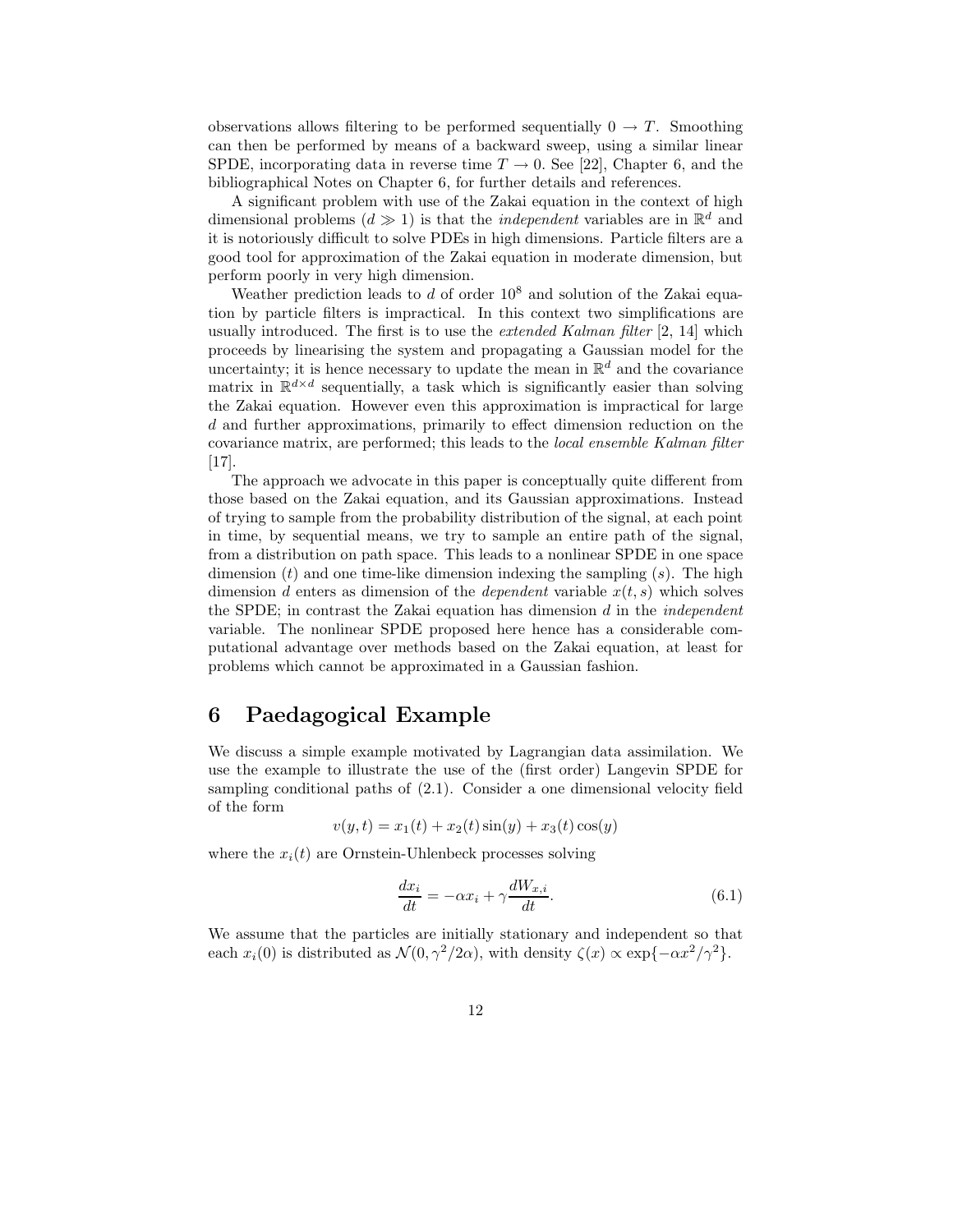observations allows filtering to be performed sequentially $0 \to T$. Smoothing can then be performed by means of a backward sweep, using a similar linear SPDE, incorporating data in reverse time $T \to 0$. See [22], Chapter 6, and the bibliographical Notes on Chapter 6, for further details and references.

A significant problem with use of the Zakai equation in the context of high dimensional problems ($d \gg 1$) is that the *independent* variables are in $\mathbb{R}^d$ and it is notoriously difficult to solve PDEs in high dimensions. Particle filters are a good tool for approximation of the Zakai equation in moderate dimension, but perform poorly in very high dimension.

Weather prediction leads to $d$ of order $10^8$ and solution of the Zakai equation by particle filters is impractical. In this context two simplifications are usually introduced. The first is to use the *extended Kalman filter* [2, 14] which proceeds by linearising the system and propagating a Gaussian model for the uncertainty; it is hence necessary to update the mean in $\mathbb{R}^d$ and the covariance matrix in $\mathbb{R}^{d\times d}$ sequentially, a task which is significantly easier than solving the Zakai equation. However even this approximation is impractical for large $d$ and further approximations, primarily to effect dimension reduction on the covariance matrix, are performed; this leads to the *local ensemble Kalman filter* [17].

The approach we advocate in this paper is conceptually quite different from those based on the Zakai equation, and its Gaussian approximations. Instead of trying to sample from the probability distribution of the signal, at each point in time, by sequential means, we try to sample an entire path of the signal, from a distribution on path space. This leads to a nonlinear SPDE in one space dimension ($t$) and one time-like dimension indexing the sampling ($s$). The high dimension $d$ enters as dimension of the *dependent* variable $x(t,s)$ which solves the SPDE; in contrast the Zakai equation has dimension $d$ in the *independent* variable. The nonlinear SPDE proposed here hence has a considerable computational advantage over methods based on the Zakai equation, at least for problems which cannot be approximated in a Gaussian fashion.

# 6 Paedagogical Example

We discuss a simple example motivated by Lagrangian data assimilation. We use the example to illustrate the use of the (first order) Langevin SPDE for sampling conditional paths of (2.1). Consider a one dimensional velocity field of the form

$$v(y,t) = x_1(t) + x_2(t)\sin(y) + x_3(t)\cos(y)$$

where the $x_i(t)$ are Ornstein-Uhlenbeck processes solving

$$\frac{dx_i}{dt} = -\alpha x_i + \gamma \frac{dW_{x,i}}{dt}. \tag{6.1}$$

We assume that the particles are initially stationary and independent so that each $x_i(0)$ is distributed as $\mathcal{N}(0, \gamma^2/2\alpha)$, with density $\zeta(x) \propto \exp\{-\alpha x^2/\gamma^2\}$.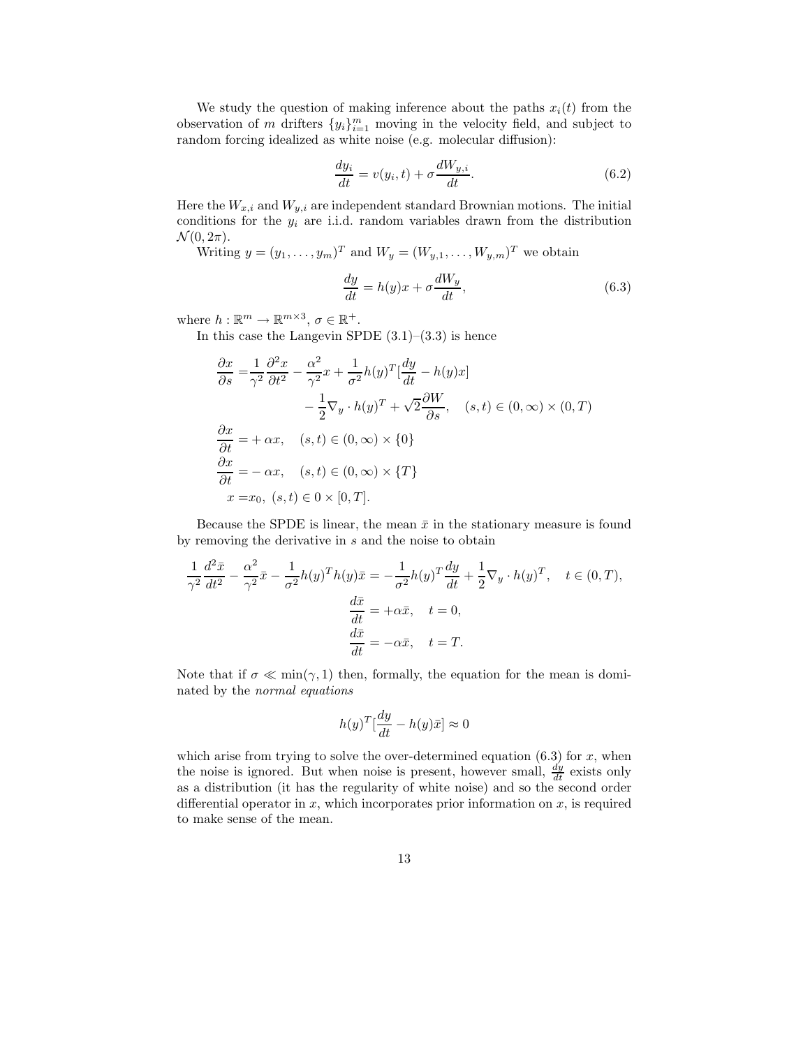We study the question of making inference about the paths $x_i(t)$ from the observation of $m$ drifters $\{y_i\}_{i=1}^m$ moving in the velocity field, and subject to random forcing idealized as white noise (e.g. molecular diffusion):

$$\frac{dy_i}{dt} = v(y_i, t) + \sigma \frac{dW_{y,i}}{dt}. \tag{6.2}$$

Here the $W_{x,i}$ and $W_{y,i}$ are independent standard Brownian motions. The initial conditions for the $y_i$ are i.i.d. random variables drawn from the distribution $\mathcal{N}(0, 2\pi)$.

Writing $y = (y_1, \ldots, y_m)^T$ and $W_y = (W_{y,1}, \ldots, W_{y,m})^T$ we obtain

$$\frac{dy}{dt} = h(y)x + \sigma \frac{dW_y}{dt}, \tag{6.3}$$

where $h : \mathbb{R}^m \to \mathbb{R}^{m \times 3}$, $\sigma \in \mathbb{R}^+$.

In this case the Langevin SPDE (3.1)–(3.3) is hence

$$\begin{aligned}
\frac{\partial x}{\partial s} =& \frac{1}{\gamma^2} \frac{\partial^2 x}{\partial t^2} - \frac{\alpha^2}{\gamma^2} x + \frac{1}{\sigma^2} h(y)^T \Big[\frac{dy}{dt} - h(y)x\Big] \\
&- \frac{1}{2} \nabla_y \cdot h(y)^T + \sqrt{2} \frac{\partial W}{\partial s}, \quad (s,t) \in (0,\infty) \times (0,T) \\
\frac{\partial x}{\partial t} =& + \alpha x, \quad (s,t) \in (0,\infty) \times \{0\} \\
\frac{\partial x}{\partial t} =& - \alpha x, \quad (s,t) \in (0,\infty) \times \{T\} \\
x =& x_0, \ (s,t) \in 0 \times [0,T].
\end{aligned}$$

Because the SPDE is linear, the mean $\bar{x}$ in the stationary measure is found by removing the derivative in $s$ and the noise to obtain

$$\begin{aligned}
\frac{1}{\gamma^2} \frac{d^2 \bar{x}}{dt^2} - \frac{\alpha^2}{\gamma^2} \bar{x} - \frac{1}{\sigma^2} h(y)^T h(y) \bar{x} &= -\frac{1}{\sigma^2} h(y)^T \frac{dy}{dt} + \frac{1}{2} \nabla_y \cdot h(y)^T, \quad t \in (0,T), \\
\frac{d\bar{x}}{dt} &= +\alpha \bar{x}, \quad t = 0, \\
\frac{d\bar{x}}{dt} &= -\alpha \bar{x}, \quad t = T.
\end{aligned}$$

Note that if $\sigma \ll \min(\gamma, 1)$ then, formally, the equation for the mean is dominated by the *normal equations*

$$h(y)^T \Big[\frac{dy}{dt} - h(y)\bar{x}\Big] \approx 0$$

which arise from trying to solve the over-determined equation (6.3) for $x$, when the noise is ignored. But when noise is present, however small, $\frac{dy}{dt}$ exists only as a distribution (it has the regularity of white noise) and so the second order differential operator in $x$, which incorporates prior information on $x$, is required to make sense of the mean.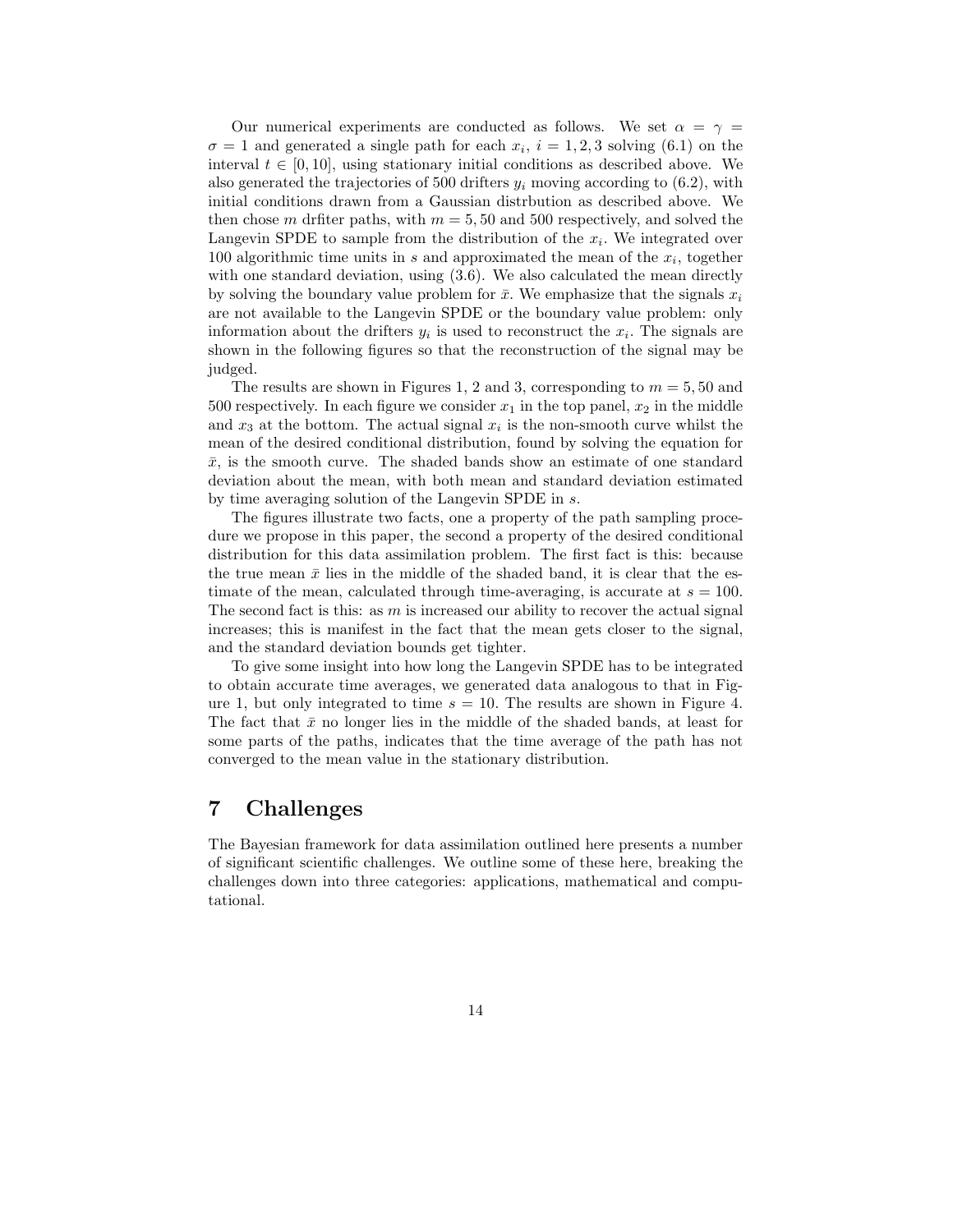Our numerical experiments are conducted as follows. We set $\alpha = \gamma = \sigma = 1$ and generated a single path for each $x_i$, $i = 1, 2, 3$ solving (6.1) on the interval $t \in [0, 10]$, using stationary initial conditions as described above. We also generated the trajectories of 500 drifters $y_i$ moving according to (6.2), with initial conditions drawn from a Gaussian distrbution as described above. We then chose $m$ drfiter paths, with $m = 5, 50$ and 500 respectively, and solved the Langevin SPDE to sample from the distribution of the $x_i$. We integrated over 100 algorithmic time units in $s$ and approximated the mean of the $x_i$, together with one standard deviation, using (3.6). We also calculated the mean directly by solving the boundary value problem for $\bar{x}$. We emphasize that the signals $x_i$ are not available to the Langevin SPDE or the boundary value problem: only information about the drifters $y_i$ is used to reconstruct the $x_i$. The signals are shown in the following figures so that the reconstruction of the signal may be judged.

The results are shown in Figures 1, 2 and 3, corresponding to $m = 5, 50$ and 500 respectively. In each figure we consider $x_1$ in the top panel, $x_2$ in the middle and $x_3$ at the bottom. The actual signal $x_i$ is the non-smooth curve whilst the mean of the desired conditional distribution, found by solving the equation for $\bar{x}$, is the smooth curve. The shaded bands show an estimate of one standard deviation about the mean, with both mean and standard deviation estimated by time averaging solution of the Langevin SPDE in $s$.

The figures illustrate two facts, one a property of the path sampling procedure we propose in this paper, the second a property of the desired conditional distribution for this data assimilation problem. The first fact is this: because the true mean $\bar{x}$ lies in the middle of the shaded band, it is clear that the estimate of the mean, calculated through time-averaging, is accurate at $s = 100$. The second fact is this: as $m$ is increased our ability to recover the actual signal increases; this is manifest in the fact that the mean gets closer to the signal, and the standard deviation bounds get tighter.

To give some insight into how long the Langevin SPDE has to be integrated to obtain accurate time averages, we generated data analogous to that in Figure 1, but only integrated to time $s = 10$. The results are shown in Figure 4. The fact that $\bar{x}$ no longer lies in the middle of the shaded bands, at least for some parts of the paths, indicates that the time average of the path has not converged to the mean value in the stationary distribution.

# 7 Challenges

The Bayesian framework for data assimilation outlined here presents a number of significant scientific challenges. We outline some of these here, breaking the challenges down into three categories: applications, mathematical and computational.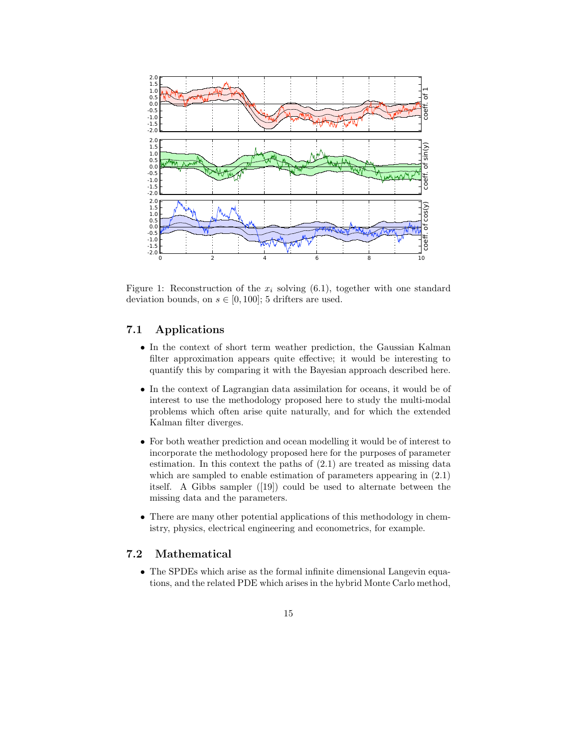Figure 1: Reconstruction of the $x_i$ solving (6.1), together with one standard deviation bounds, on $s \in [0, 100]$; 5 drifters are used.

### 7.1 Applications

- In the context of short term weather prediction, the Gaussian Kalman filter approximation appears quite effective; it would be interesting to quantify this by comparing it with the Bayesian approach described here.
- In the context of Lagrangian data assimilation for oceans, it would be of interest to use the methodology proposed here to study the multi-modal problems which often arise quite naturally, and for which the extended Kalman filter diverges.
- For both weather prediction and ocean modelling it would be of interest to incorporate the methodology proposed here for the purposes of parameter estimation. In this context the paths of (2.1) are treated as missing data which are sampled to enable estimation of parameters appearing in (2.1) itself. A Gibbs sampler ([19]) could be used to alternate between the missing data and the parameters.
- There are many other potential applications of this methodology in chemistry, physics, electrical engineering and econometrics, for example.

### 7.2 Mathematical

- The SPDEs which arise as the formal infinite dimensional Langevin equations, and the related PDE which arises in the hybrid Monte Carlo method,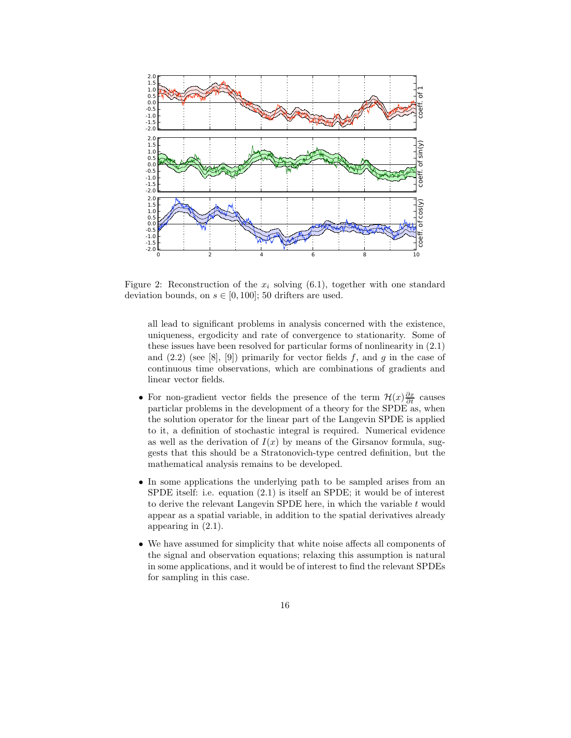Figure 2: Reconstruction of the $x_i$ solving (6.1), together with one standard deviation bounds, on $s \in [0, 100]$; 50 drifters are used.

all lead to significant problems in analysis concerned with the existence, uniqueness, ergodicity and rate of convergence to stationarity. Some of these issues have been resolved for particular forms of nonlinearity in (2.1) and (2.2) (see [8], [9]) primarily for vector fields $f$, and $g$ in the case of continuous time observations, which are combinations of gradients and linear vector fields.

- For non-gradient vector fields the presence of the term $\mathcal{H}(x)\frac{\partial x}{\partial t}$ causes particlar problems in the development of a theory for the SPDE as, when the solution operator for the linear part of the Langevin SPDE is applied to it, a definition of stochastic integral is required. Numerical evidence as well as the derivation of $I(x)$ by means of the Girsanov formula, suggests that this should be a Stratonovich-type centred definition, but the mathematical analysis remains to be developed.
- In some applications the underlying path to be sampled arises from an SPDE itself: i.e. equation (2.1) is itself an SPDE; it would be of interest to derive the relevant Langevin SPDE here, in which the variable $t$ would appear as a spatial variable, in addition to the spatial derivatives already appearing in (2.1).
- We have assumed for simplicity that white noise affects all components of the signal and observation equations; relaxing this assumption is natural in some applications, and it would be of interest to find the relevant SPDEs for sampling in this case.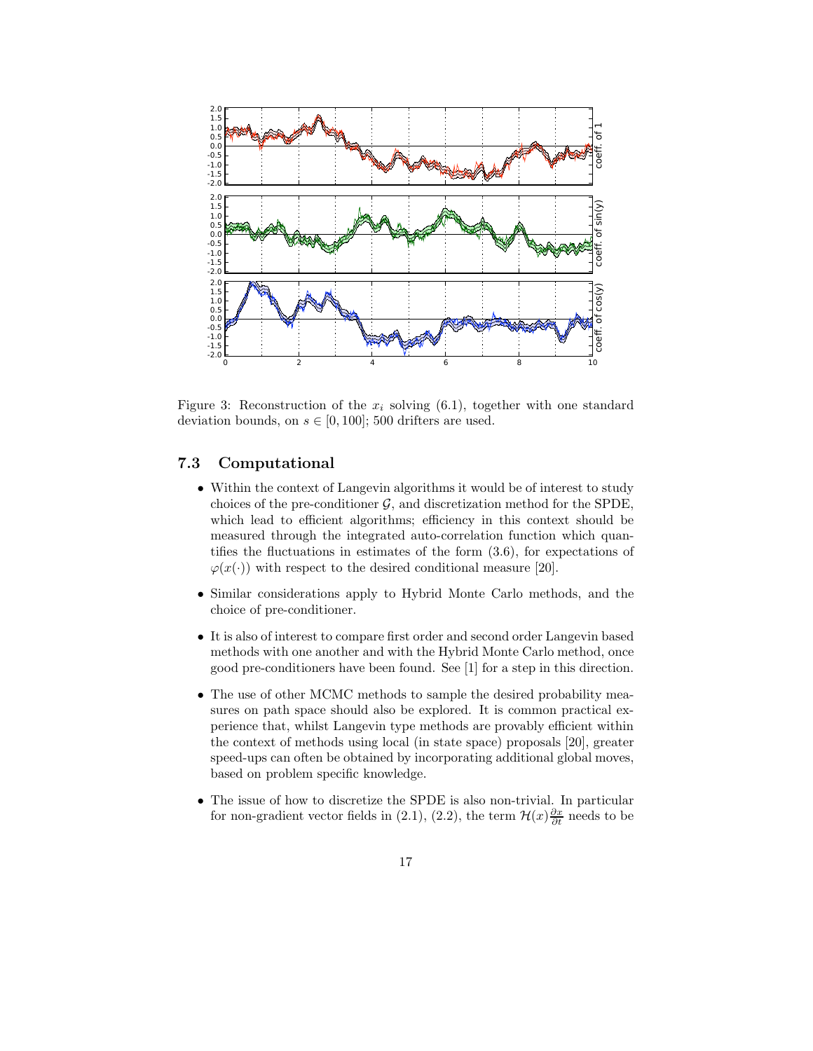Figure 3: Reconstruction of the $x_i$ solving (6.1), together with one standard deviation bounds, on $s \in [0, 100]$; 500 drifters are used.

### 7.3 Computational

- Within the context of Langevin algorithms it would be of interest to study choices of the pre-conditioner $\mathcal{G}$, and discretization method for the SPDE, which lead to efficient algorithms; efficiency in this context should be measured through the integrated auto-correlation function which quantifies the fluctuations in estimates of the form (3.6), for expectations of $\varphi(x(\cdot))$ with respect to the desired conditional measure [20].
- Similar considerations apply to Hybrid Monte Carlo methods, and the choice of pre-conditioner.
- It is also of interest to compare first order and second order Langevin based methods with one another and with the Hybrid Monte Carlo method, once good pre-conditioners have been found. See [1] for a step in this direction.
- The use of other MCMC methods to sample the desired probability measures on path space should also be explored. It is common practical experience that, whilst Langevin type methods are provably efficient within the context of methods using local (in state space) proposals [20], greater speed-ups can often be obtained by incorporating additional global moves, based on problem specific knowledge.
- The issue of how to discretize the SPDE is also non-trivial. In particular for non-gradient vector fields in (2.1), (2.2), the term $\mathcal{H}(x)\frac{\partial x}{\partial t}$ needs to be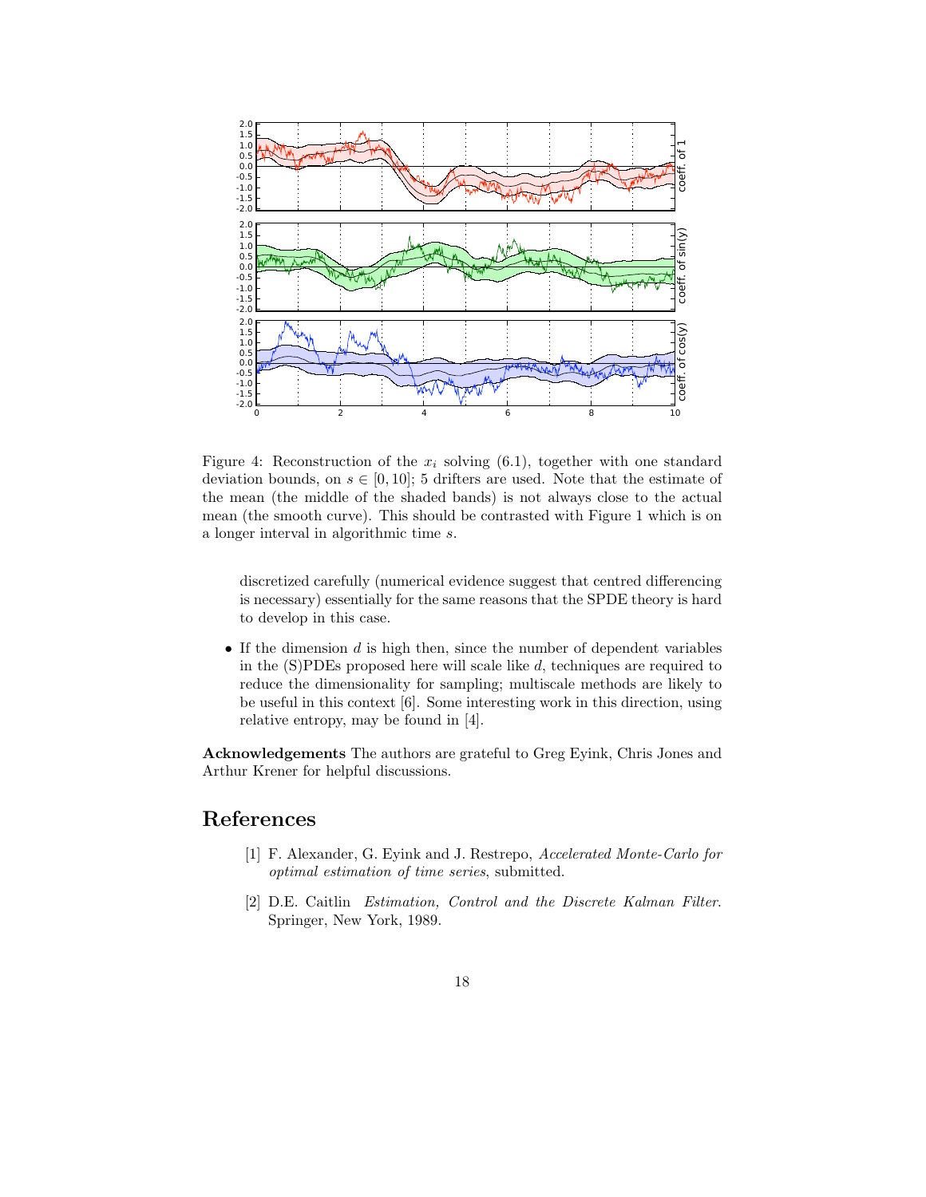Figure 4: Reconstruction of the $x_i$ solving (6.1), together with one standard deviation bounds, on $s \in [0, 10]$; 5 drifters are used. Note that the estimate of the mean (the middle of the shaded bands) is not always close to the actual mean (the smooth curve). This should be contrasted with Figure 1 which is on a longer interval in algorithmic time $s$.

discretized carefully (numerical evidence suggest that centred differencing is necessary) essentially for the same reasons that the SPDE theory is hard to develop in this case.

- If the dimension $d$ is high then, since the number of dependent variables in the (S)PDEs proposed here will scale like $d$, techniques are required to reduce the dimensionality for sampling; multiscale methods are likely to be useful in this context [6]. Some interesting work in this direction, using relative entropy, may be found in [4].

**Acknowledgements** The authors are grateful to Greg Eyink, Chris Jones and Arthur Krener for helpful discussions.

# References

[1] F. Alexander, G. Eyink and J. Restrepo, *Accelerated Monte-Carlo for optimal estimation of time series*, submitted.

[2] D.E. Caitlin *Estimation, Control and the Discrete Kalman Filter*. Springer, New York, 1989.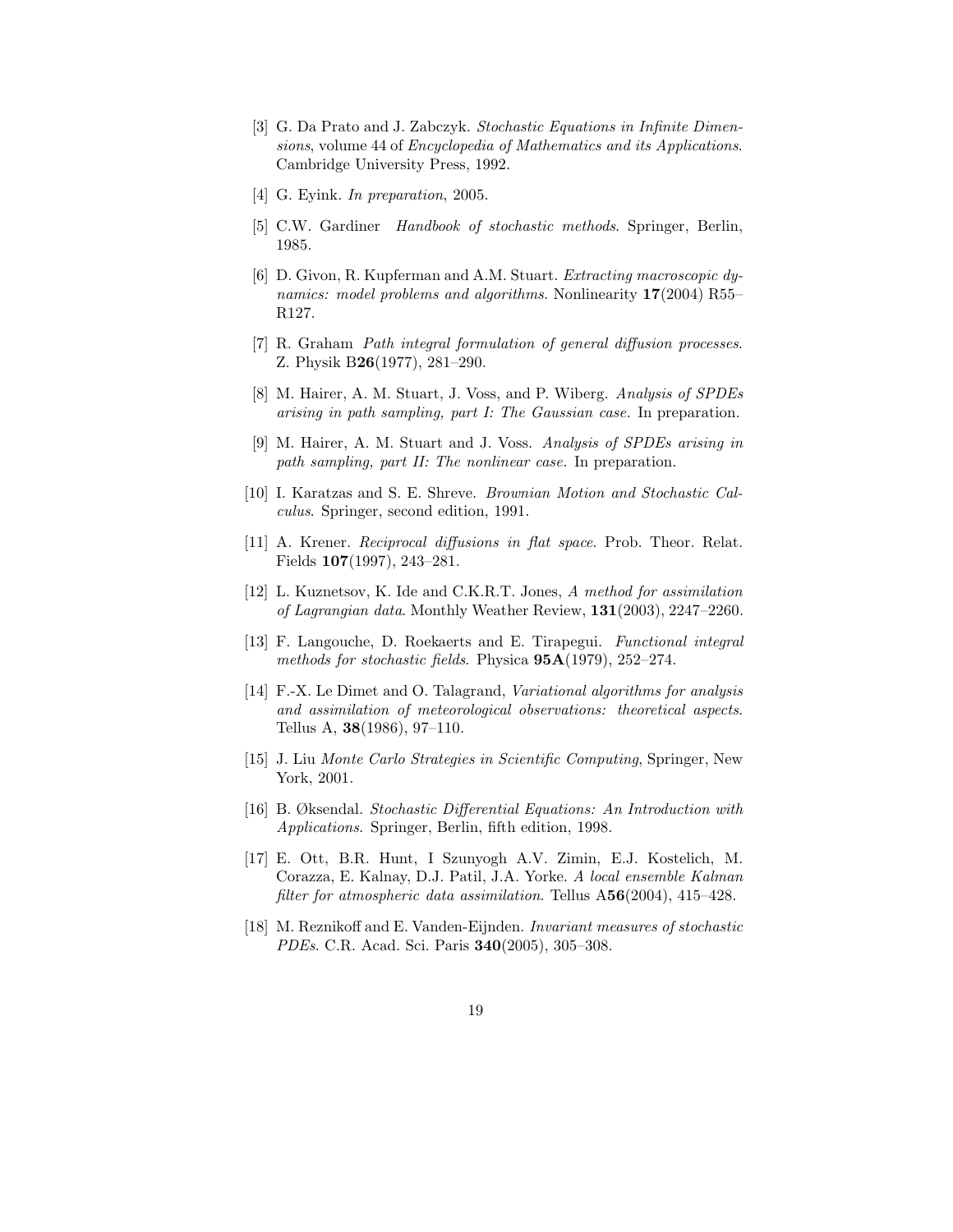[3] G. Da Prato and J. Zabczyk. *Stochastic Equations in Infinite Dimensions*, volume 44 of *Encyclopedia of Mathematics and its Applications*. Cambridge University Press, 1992.

[4] G. Eyink. *In preparation*, 2005.

[5] C.W. Gardiner *Handbook of stochastic methods*. Springer, Berlin, 1985.

[6] D. Givon, R. Kupferman and A.M. Stuart. *Extracting macroscopic dynamics: model problems and algorithms*. Nonlinearity **17**(2004) R55–R127.

[7] R. Graham *Path integral formulation of general diffusion processes*. Z. Physik B**26**(1977), 281–290.

[8] M. Hairer, A. M. Stuart, J. Voss, and P. Wiberg. *Analysis of SPDEs arising in path sampling, part I: The Gaussian case.* In preparation.

[9] M. Hairer, A. M. Stuart and J. Voss. *Analysis of SPDEs arising in path sampling, part II: The nonlinear case.* In preparation.

[10] I. Karatzas and S. E. Shreve. *Brownian Motion and Stochastic Calculus*. Springer, second edition, 1991.

[11] A. Krener. *Reciprocal diffusions in flat space*. Prob. Theor. Relat. Fields **107**(1997), 243–281.

[12] L. Kuznetsov, K. Ide and C.K.R.T. Jones, *A method for assimilation of Lagrangian data*. Monthly Weather Review, **131**(2003), 2247–2260.

[13] F. Langouche, D. Roekaerts and E. Tirapegui. *Functional integral methods for stochastic fields*. Physica **95A**(1979), 252–274.

[14] F.-X. Le Dimet and O. Talagrand, *Variational algorithms for analysis and assimilation of meteorological observations: theoretical aspects*. Tellus A, **38**(1986), 97–110.

[15] J. Liu *Monte Carlo Strategies in Scientific Computing*, Springer, New York, 2001.

[16] B. Øksendal. *Stochastic Differential Equations: An Introduction with Applications*. Springer, Berlin, fifth edition, 1998.

[17] E. Ott, B.R. Hunt, I Szunyogh A.V. Zimin, E.J. Kostelich, M. Corazza, E. Kalnay, D.J. Patil, J.A. Yorke. *A local ensemble Kalman filter for atmospheric data assimilation*. Tellus A**56**(2004), 415–428.

[18] M. Reznikoff and E. Vanden-Eijnden. *Invariant measures of stochastic PDEs*. C.R. Acad. Sci. Paris **340**(2005), 305–308.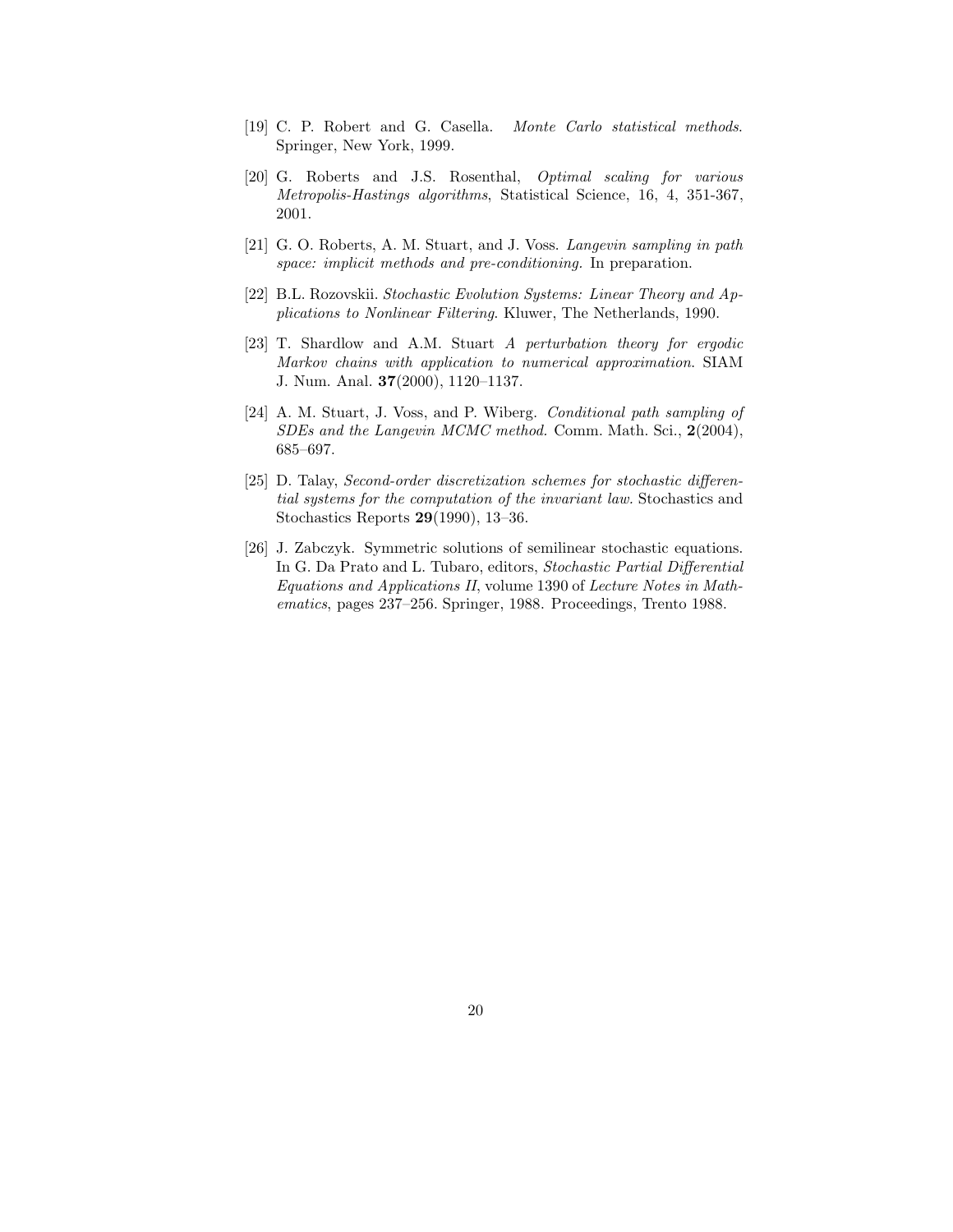[19] C. P. Robert and G. Casella. *Monte Carlo statistical methods*. Springer, New York, 1999.

[20] G. Roberts and J.S. Rosenthal, *Optimal scaling for various Metropolis-Hastings algorithms*, Statistical Science, 16, 4, 351-367, 2001.

[21] G. O. Roberts, A. M. Stuart, and J. Voss. *Langevin sampling in path space: implicit methods and pre-conditioning.* In preparation.

[22] B.L. Rozovskii. *Stochastic Evolution Systems: Linear Theory and Applications to Nonlinear Filtering*. Kluwer, The Netherlands, 1990.

[23] T. Shardlow and A.M. Stuart *A perturbation theory for ergodic Markov chains with application to numerical approximation*. SIAM J. Num. Anal. **37**(2000), 1120–1137.

[24] A. M. Stuart, J. Voss, and P. Wiberg. *Conditional path sampling of SDEs and the Langevin MCMC method.* Comm. Math. Sci., **2**(2004), 685–697.

[25] D. Talay, *Second-order discretization schemes for stochastic differential systems for the computation of the invariant law.* Stochastics and Stochastics Reports **29**(1990), 13–36.

[26] J. Zabczyk. Symmetric solutions of semilinear stochastic equations. In G. Da Prato and L. Tubaro, editors, *Stochastic Partial Differential Equations and Applications II*, volume 1390 of *Lecture Notes in Mathematics*, pages 237–256. Springer, 1988. Proceedings, Trento 1988.